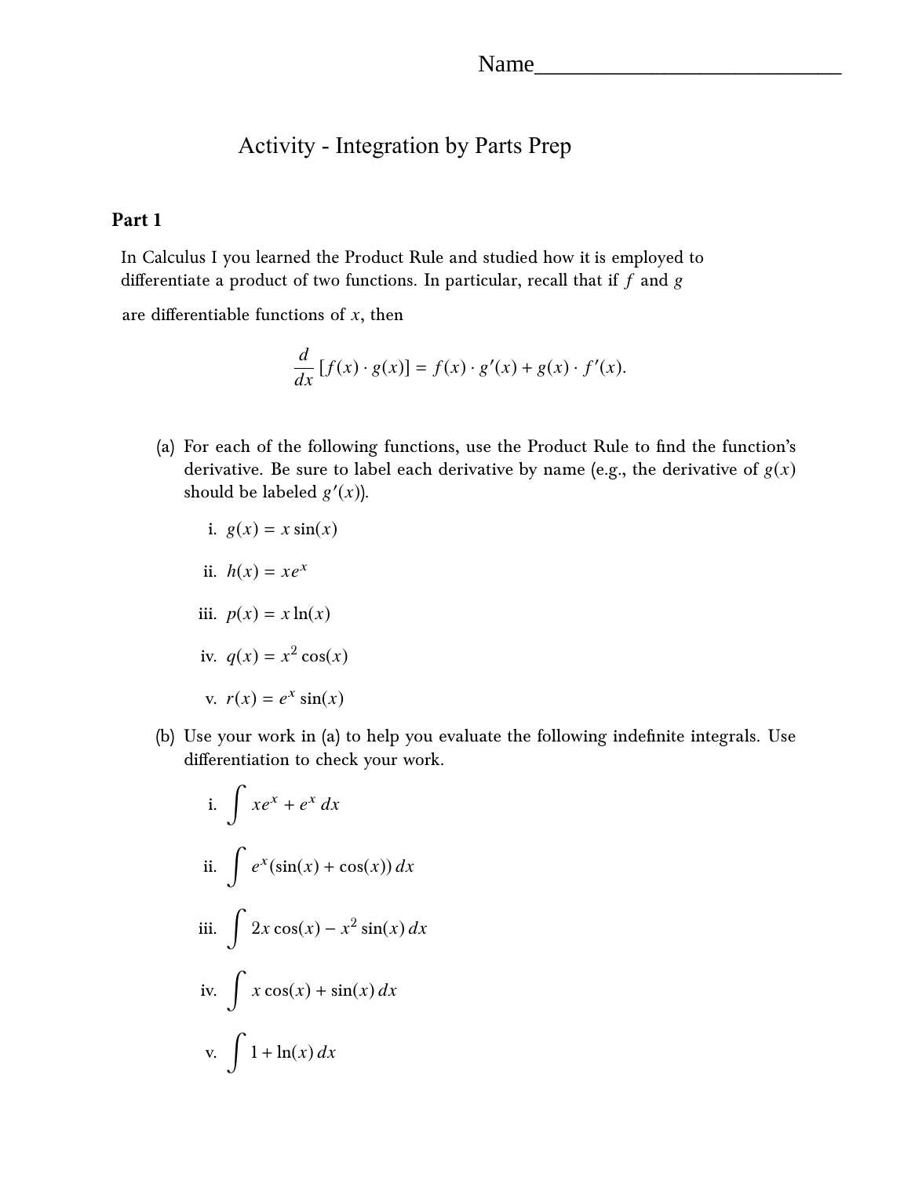Name___________________________

# Activity - Integration by Parts Prep

## Part 1

In Calculus I you learned the Product Rule and studied how it is employed to differentiate a product of two functions. In particular, recall that if $f$ and $g$ are differentiable functions of $x$, then

$$\frac{d}{dx}[f(x) \cdot g(x)] = f(x) \cdot g'(x) + g(x) \cdot f'(x).$$

(a) For each of the following functions, use the Product Rule to find the function's derivative. Be sure to label each derivative by name (e.g., the derivative of $g(x)$ should be labeled $g'(x)$).

i. $g(x) = x\sin(x)$

ii. $h(x) = xe^x$

iii. $p(x) = x\ln(x)$

iv. $q(x) = x^2\cos(x)$

v. $r(x) = e^x\sin(x)$

(b) Use your work in (a) to help you evaluate the following indefinite integrals. Use differentiation to check your work.

i. $\displaystyle\int xe^x + e^x\,dx$

ii. $\displaystyle\int e^x(\sin(x) + \cos(x))\,dx$

iii. $\displaystyle\int 2x\cos(x) - x^2\sin(x)\,dx$

iv. $\displaystyle\int x\cos(x) + \sin(x)\,dx$

v. $\displaystyle\int 1 + \ln(x)\,dx$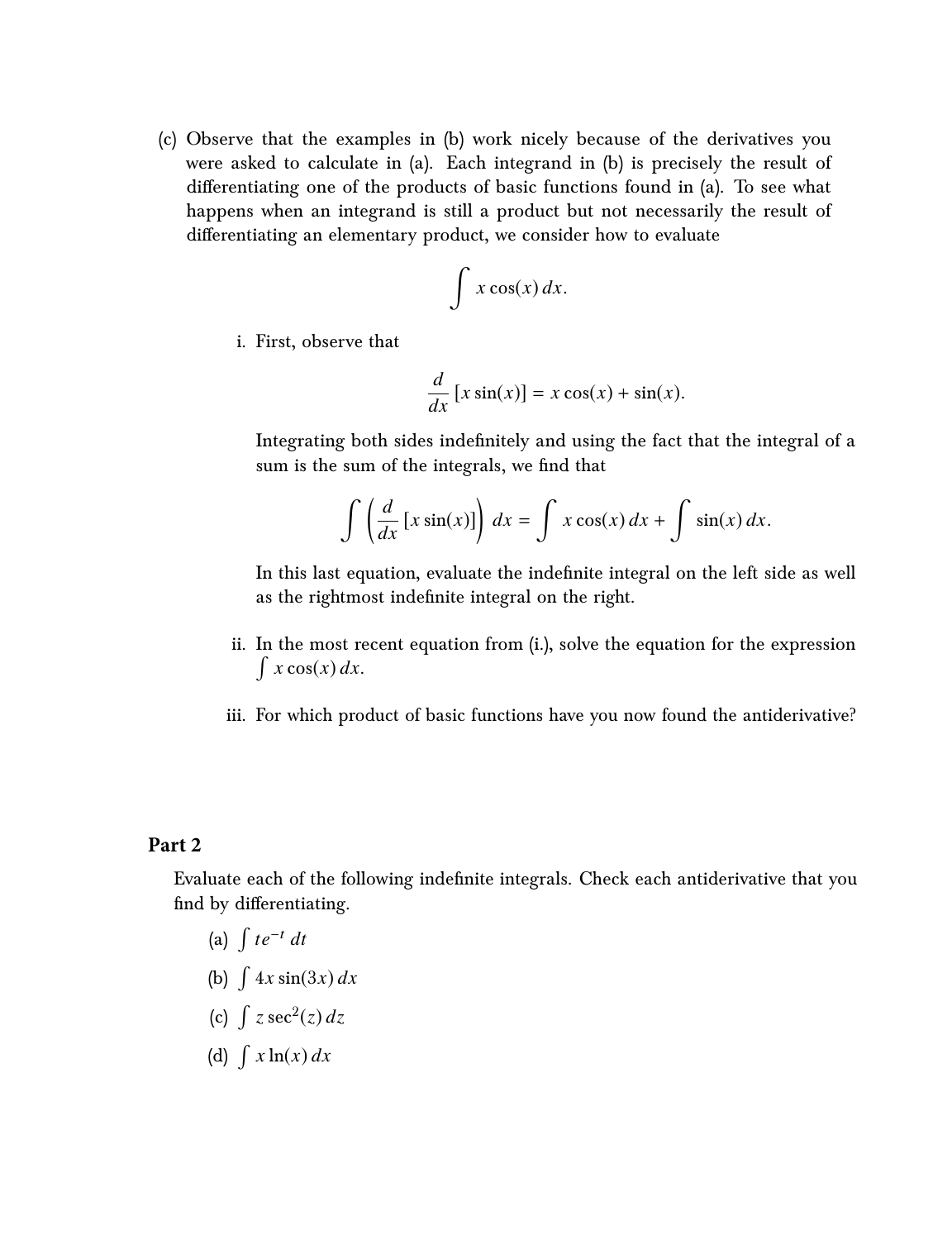(c) Observe that the examples in (b) work nicely because of the derivatives you were asked to calculate in (a). Each integrand in (b) is precisely the result of differentiating one of the products of basic functions found in (a). To see what happens when an integrand is still a product but not necessarily the result of differentiating an elementary product, we consider how to evaluate

$$\int x\cos(x)\,dx.$$

i. First, observe that

$$\frac{d}{dx}[x\sin(x)] = x\cos(x) + \sin(x).$$

Integrating both sides indefinitely and using the fact that the integral of a sum is the sum of the integrals, we find that

$$\int \left(\frac{d}{dx}[x\sin(x)]\right)\,dx = \int x\cos(x)\,dx + \int \sin(x)\,dx.$$

In this last equation, evaluate the indefinite integral on the left side as well as the rightmost indefinite integral on the right.

ii. In the most recent equation from (i.), solve the equation for the expression $\int x\cos(x)\,dx$.

iii. For which product of basic functions have you now found the antiderivative?

## Part 2

Evaluate each of the following indefinite integrals. Check each antiderivative that you find by differentiating.

(a) $\int te^{-t}\,dt$

(b) $\int 4x\sin(3x)\,dx$

(c) $\int z\sec^2(z)\,dz$

(d) $\int x\ln(x)\,dx$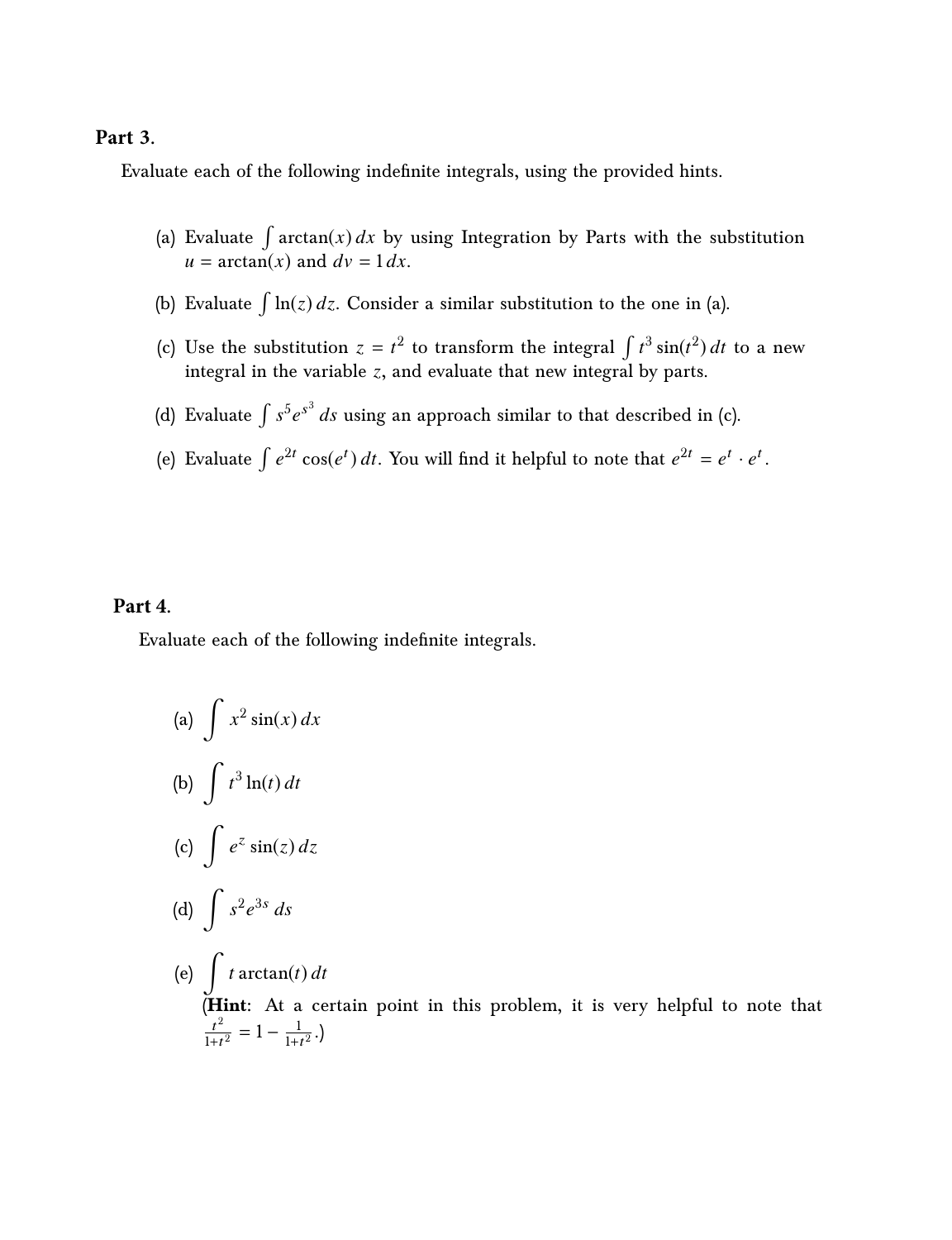## Part 3.

Evaluate each of the following indefinite integrals, using the provided hints.

(a) Evaluate $\int \arctan(x)\,dx$ by using Integration by Parts with the substitution $u = \arctan(x)$ and $dv = 1\,dx$.

(b) Evaluate $\int \ln(z)\,dz$. Consider a similar substitution to the one in (a).

(c) Use the substitution $z = t^2$ to transform the integral $\int t^3 \sin(t^2)\,dt$ to a new integral in the variable $z$, and evaluate that new integral by parts.

(d) Evaluate $\int s^5 e^{s^3}\,ds$ using an approach similar to that described in (c).

(e) Evaluate $\int e^{2t} \cos(e^t)\,dt$. You will find it helpful to note that $e^{2t} = e^t \cdot e^t$.

## Part 4.

Evaluate each of the following indefinite integrals.

(a) $\displaystyle\int x^2 \sin(x)\,dx$

(b) $\displaystyle\int t^3 \ln(t)\,dt$

(c) $\displaystyle\int e^z \sin(z)\,dz$

(d) $\displaystyle\int s^2 e^{3s}\,ds$

(e) $\displaystyle\int t \arctan(t)\,dt$

(**Hint**: At a certain point in this problem, it is very helpful to note that $\frac{t^2}{1+t^2} = 1 - \frac{1}{1+t^2}$.)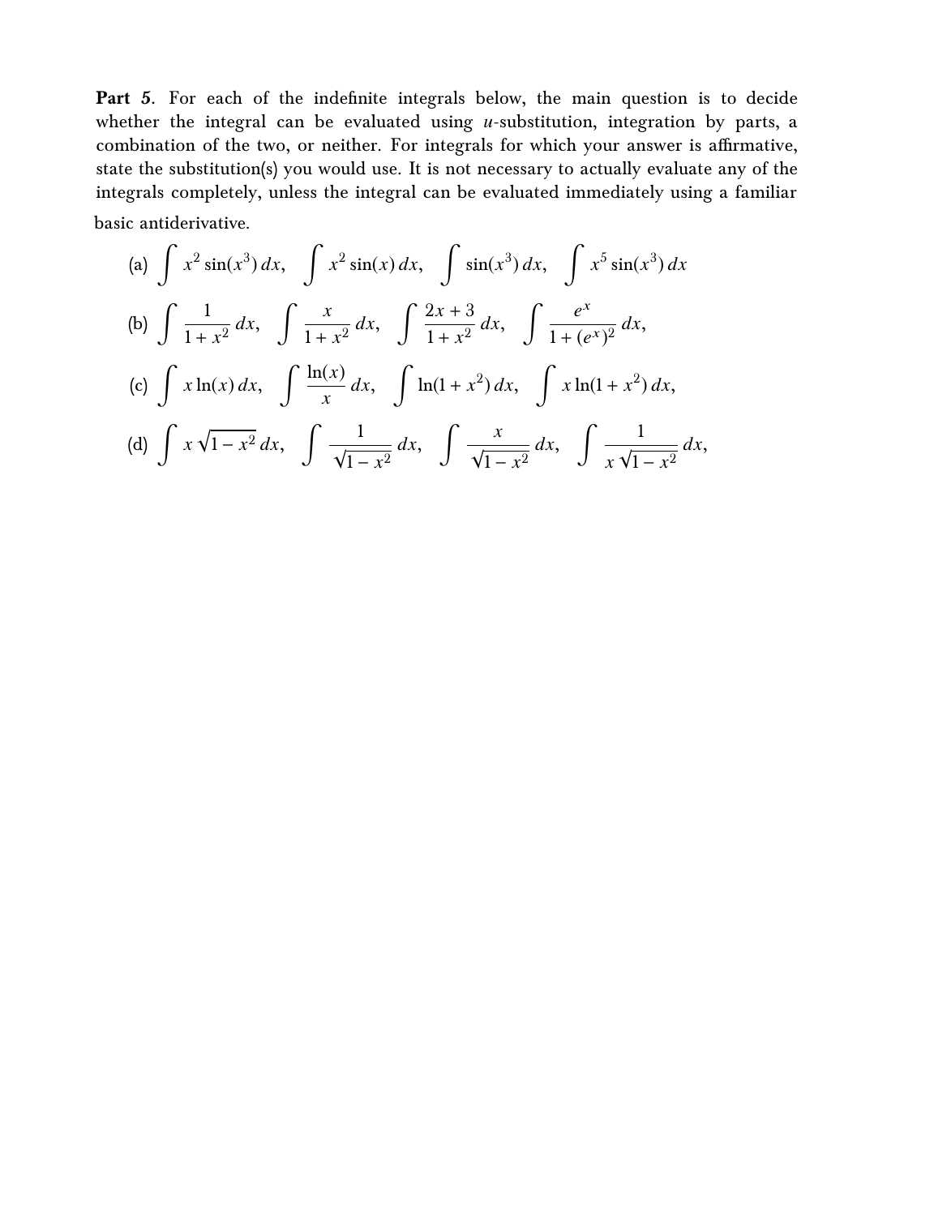**Part 5.** For each of the indefinite integrals below, the main question is to decide whether the integral can be evaluated using $u$-substitution, integration by parts, a combination of the two, or neither. For integrals for which your answer is affirmative, state the substitution(s) you would use. It is not necessary to actually evaluate any of the integrals completely, unless the integral can be evaluated immediately using a familiar basic antiderivative.

(a) $\displaystyle\int x^2 \sin(x^3)\,dx,\quad \int x^2 \sin(x)\,dx,\quad \int \sin(x^3)\,dx,\quad \int x^5 \sin(x^3)\,dx$

(b) $\displaystyle\int \frac{1}{1+x^2}\,dx,\quad \int \frac{x}{1+x^2}\,dx,\quad \int \frac{2x+3}{1+x^2}\,dx,\quad \int \frac{e^x}{1+(e^x)^2}\,dx,$

(c) $\displaystyle\int x\ln(x)\,dx,\quad \int \frac{\ln(x)}{x}\,dx,\quad \int \ln(1+x^2)\,dx,\quad \int x\ln(1+x^2)\,dx,$

(d) $\displaystyle\int x\sqrt{1-x^2}\,dx,\quad \int \frac{1}{\sqrt{1-x^2}}\,dx,\quad \int \frac{x}{\sqrt{1-x^2}}\,dx,\quad \int \frac{1}{x\sqrt{1-x^2}}\,dx,$